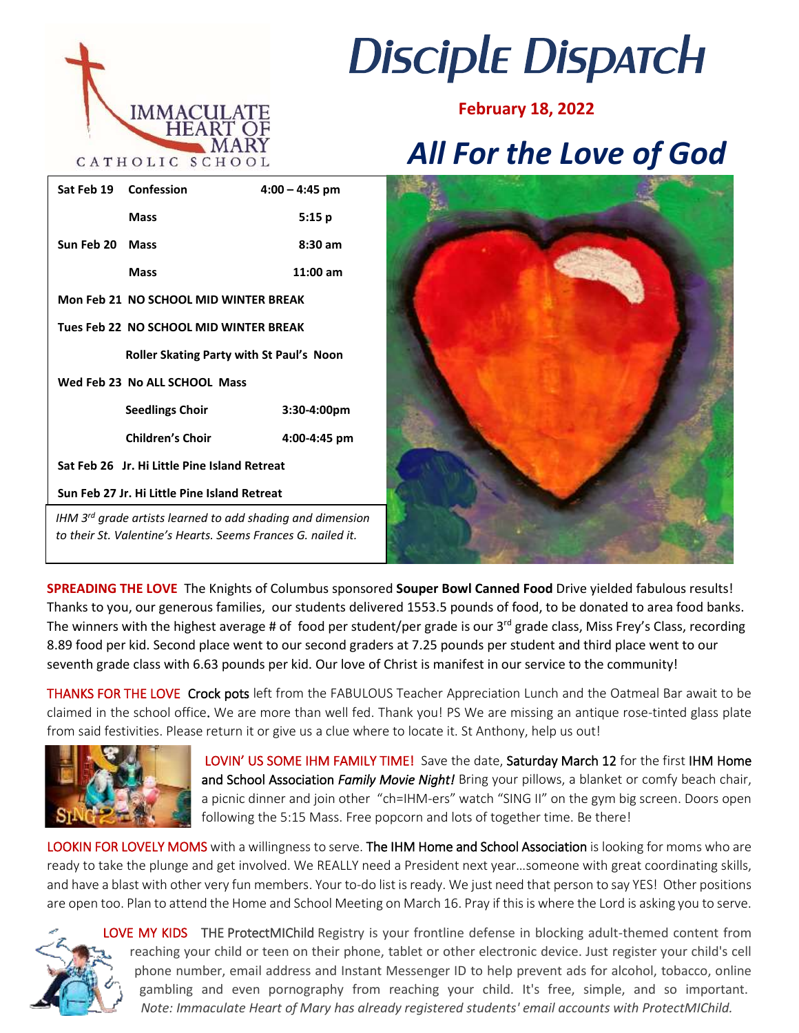IMMACULATE HEART OF MARY CATHOLIC SCHOOL

# Disciple Dispatch

**February 18, 2022**

## *All For the Love of God*

| | | |
|---|---|---|
| **Sat Feb 19** | **Confession** | **4:00 – 4:45 pm** |
| | **Mass** | **5:15 p** |
| **Sun Feb 20** | **Mass** | **8:30 am** |
| | **Mass** | **11:00 am** |
| **Mon Feb 21** | **NO SCHOOL MID WINTER BREAK** | |
| **Tues Feb 22** | **NO SCHOOL MID WINTER BREAK** | |
| | **Roller Skating Party with St Paul's Noon** | |
| **Wed Feb 23** | **No ALL SCHOOL Mass** | |
| | **Seedlings Choir** | **3:30-4:00pm** |
| | **Children's Choir** | **4:00-4:45 pm** |
| **Sat Feb 26** | **Jr. Hi Little Pine Island Retreat** | |
| **Sun Feb 27** | **Jr. Hi Little Pine Island Retreat** | |

*IHM 3rd grade artists learned to add shading and dimension to their St. Valentine's Hearts. Seems Frances G. nailed it.*

**SPREADING THE LOVE** The Knights of Columbus sponsored **Souper Bowl Canned Food** Drive yielded fabulous results! Thanks to you, our generous families, our students delivered 1553.5 pounds of food, to be donated to area food banks. The winners with the highest average # of food per student/per grade is our 3rd grade class, Miss Frey's Class, recording 8.89 food per kid. Second place went to our second graders at 7.25 pounds per student and third place went to our seventh grade class with 6.63 pounds per kid. Our love of Christ is manifest in our service to the community!

THANKS FOR THE LOVE Crock pots left from the FABULOUS Teacher Appreciation Lunch and the Oatmeal Bar await to be claimed in the school office. We are more than well fed. Thank you! PS We are missing an antique rose-tinted glass plate from said festivities. Please return it or give us a clue where to locate it. St Anthony, help us out!

LOVIN' US SOME IHM FAMILY TIME! Save the date, Saturday March 12 for the first IHM Home and School Association *Family Movie Night!* Bring your pillows, a blanket or comfy beach chair, a picnic dinner and join other "ch=IHM-ers" watch "SING II" on the gym big screen. Doors open following the 5:15 Mass. Free popcorn and lots of together time. Be there!

LOOKIN FOR LOVELY MOMS with a willingness to serve. The IHM Home and School Association is looking for moms who are ready to take the plunge and get involved. We REALLY need a President next year…someone with great coordinating skills, and have a blast with other very fun members. Your to-do list is ready. We just need that person to say YES! Other positions are open too. Plan to attend the Home and School Meeting on March 16. Pray if this is where the Lord is asking you to serve.

LOVE MY KIDS THE ProtectMIChild Registry is your frontline defense in blocking adult-themed content from reaching your child or teen on their phone, tablet or other electronic device. Just register your child's cell phone number, email address and Instant Messenger ID to help prevent ads for alcohol, tobacco, online gambling and even pornography from reaching your child. It's free, simple, and so important. *Note: Immaculate Heart of Mary has already registered students' email accounts with ProtectMIChild.*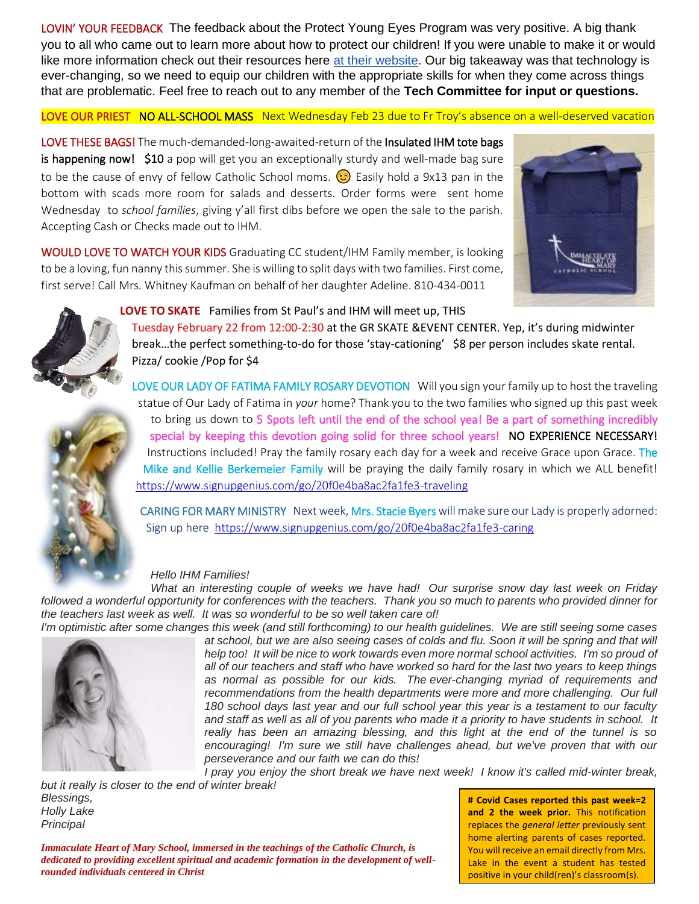**LOVIN' YOUR FEEDBACK** The feedback about the Protect Young Eyes Program was very positive. A big thank you to all who came out to learn more about how to protect our children! If you were unable to make it or would like more information check out their resources here [at their website](). Our big takeaway was that technology is ever-changing, so we need to equip our children with the appropriate skills for when they come across things that are problematic. Feel free to reach out to any member of the **Tech Committee for input or questions.**

**LOVE OUR PRIEST** **NO ALL-SCHOOL MASS** Next Wednesday Feb 23 due to Fr Troy's absence on a well-deserved vacation

**LOVE THESE BAGS!** The much-demanded-long-awaited-return of the Insulated IHM tote bags is happening now! $10 a pop will get you an exceptionally sturdy and well-made bag sure to be the cause of envy of fellow Catholic School moms. 😉 Easily hold a 9x13 pan in the bottom with scads more room for salads and desserts. Order forms were sent home Wednesday to *school families*, giving y'all first dibs before we open the sale to the parish. Accepting Cash or Checks made out to IHM.

**WOULD LOVE TO WATCH YOUR KIDS** Graduating CC student/IHM Family member, is looking to be a loving, fun nanny this summer. She is willing to split days with two families. First come, first serve! Call Mrs. Whitney Kaufman on behalf of her daughter Adeline. 810-434-0011

**LOVE TO SKATE** Families from St Paul's and IHM will meet up, THIS Tuesday February 22 from 12:00-2:30 at the GR SKATE &EVENT CENTER. Yep, it's during midwinter break…the perfect something-to-do for those 'stay-cationing' $8 per person includes skate rental. Pizza/ cookie /Pop for $4

**LOVE OUR LADY OF FATIMA FAMILY ROSARY DEVOTION** Will you sign your family up to host the traveling statue of Our Lady of Fatima in *your* home? Thank you to the two families who signed up this past week to bring us down to 5 Spots left until the end of the school yea! Be a part of something incredibly special by keeping this devotion going solid for three school years! NO EXPERIENCE NECESSARY! Instructions included! Pray the family rosary each day for a week and receive Grace upon Grace. The Mike and Kellie Berkemeier Family will be praying the daily family rosary in which we ALL benefit! https://www.signupgenius.com/go/20f0e4ba8ac2fa1fe3-traveling

**CARING FOR MARY MINISTRY** Next week, Mrs. Stacie Byers will make sure our Lady is properly adorned: Sign up here https://www.signupgenius.com/go/20f0e4ba8ac2fa1fe3-caring

*Hello IHM Families!*

*What an interesting couple of weeks we have had! Our surprise snow day last week on Friday followed a wonderful opportunity for conferences with the teachers. Thank you so much to parents who provided dinner for the teachers last week as well. It was so wonderful to be so well taken care of!*

*I'm optimistic after some changes this week (and still forthcoming) to our health guidelines. We are still seeing some cases at school, but we are also seeing cases of colds and flu. Soon it will be spring and that will help too! It will be nice to work towards even more normal school activities. I'm so proud of all of our teachers and staff who have worked so hard for the last two years to keep things as normal as possible for our kids. The ever-changing myriad of requirements and recommendations from the health departments were more and more challenging. Our full 180 school days last year and our full school year this year is a testament to our faculty and staff as well as all of you parents who made it a priority to have students in school. It really has been an amazing blessing, and this light at the end of the tunnel is so encouraging! I'm sure we still have challenges ahead, but we've proven that with our perseverance and our faith we can do this!*

*I pray you enjoy the short break we have next week! I know it's called mid-winter break, but it really is closer to the end of winter break!*

*Blessings,*
*Holly Lake*
*Principal*

**# Covid Cases reported this past week=2 and 2 the week prior.** This notification replaces the *general letter* previously sent home alerting parents of cases reported. You will receive an email directly from Mrs. Lake in the event a student has tested positive in your child(ren)'s classroom(s).

***Immaculate Heart of Mary School, immersed in the teachings of the Catholic Church, is dedicated to providing excellent spiritual and academic formation in the development of well-rounded individuals centered in Christ***